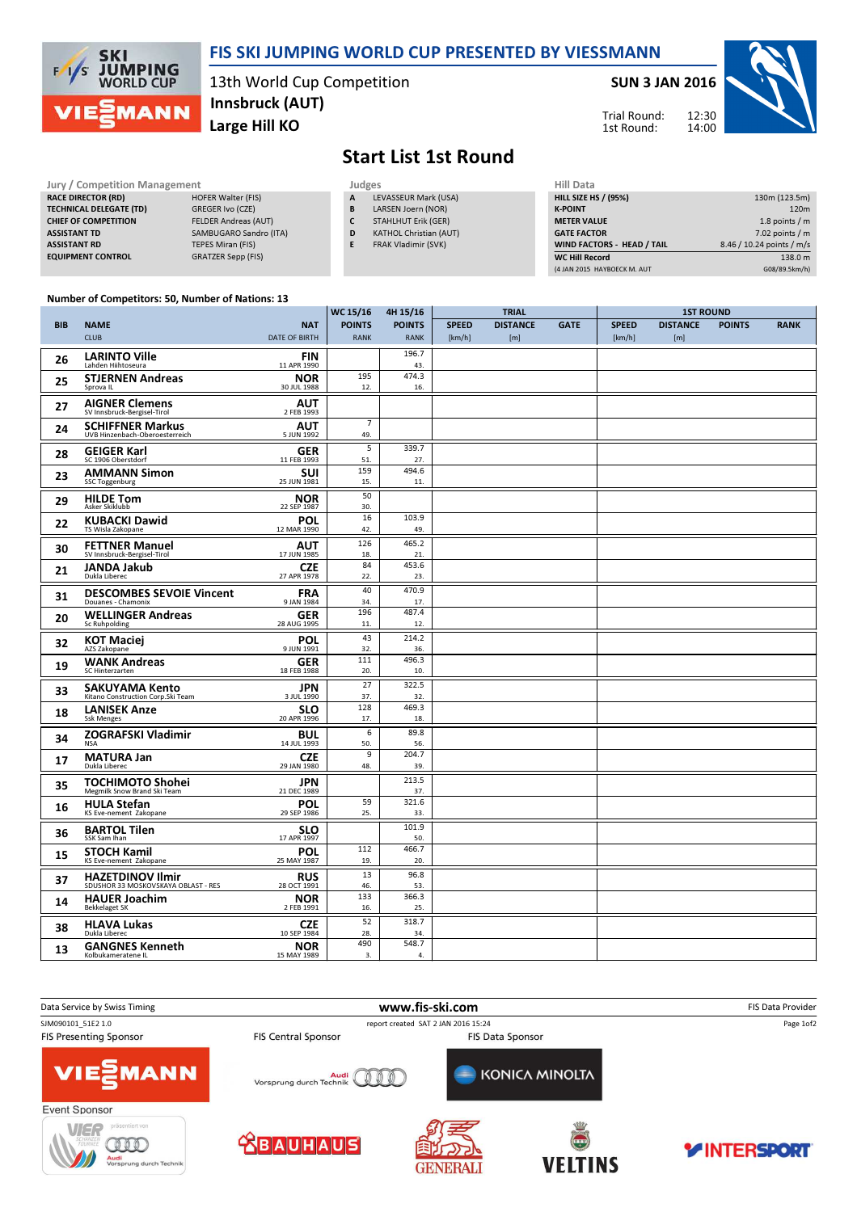# FIS SKI JUMPING WORLD CUP PRESENTED BY VIESSMANN

13th World Cup Competition
**Innsbruck (AUT)**
**Large Hill KO**

**SUN 3 JAN 2016**

Trial Round: 12:30
1st Round: 14:00

## Start List 1st Round

**Jury / Competition Management**

| | |
|---|---|
| RACE DIRECTOR (RD) | HOFER Walter (FIS) |
| TECHNICAL DELEGATE (TD) | GREGER Ivo (CZE) |
| CHIEF OF COMPETITION | FELDER Andreas (AUT) |
| ASSISTANT TD | SAMBUGARO Sandro (ITA) |
| ASSISTANT RD | TEPES Miran (FIS) |
| EQUIPMENT CONTROL | GRATZER Sepp (FIS) |

**Judges**

| | |
|---|---|
| A | LEVASSEUR Mark (USA) |
| B | LARSEN Joern (NOR) |
| C | STAHLHUT Erik (GER) |
| D | KATHOL Christian (AUT) |
| E | FRAK Vladimir (SVK) |

**Hill Data**

| | |
|---|---|
| HILL SIZE HS / (95%) | 130m (123.5m) |
| K-POINT | 120m |
| METER VALUE | 1.8 points / m |
| GATE FACTOR | 7.02 points / m |
| WIND FACTORS - HEAD / TAIL | 8.46 / 10.24 points / m/s |
| WC Hill Record | 138.0 m |
| (4 JAN 2015 HAYBOECK M. AUT | G08/89.5km/h) |

**Number of Competitors: 50, Number of Nations: 13**

| BIB | NAME / CLUB | NAT / DATE OF BIRTH | WC 15/16 POINTS / RANK | 4H 15/16 POINTS / RANK | TRIAL SPEED [km/h] | TRIAL DISTANCE [m] | TRIAL GATE | 1ST ROUND SPEED [km/h] | 1ST ROUND DISTANCE [m] | 1ST ROUND POINTS | 1ST ROUND RANK |
|---|---|---|---|---|---|---|---|---|---|---|---|
| 26 | **LARINTO Ville** / Lahden Hiihtoseura | FIN / 11 APR 1990 | | 196.7 / 43. | | | | | | | |
| 25 | **STJERNEN Andreas** / Sprova IL | NOR / 30 JUL 1988 | 195 / 12. | 474.3 / 16. | | | | | | | |
| 27 | **AIGNER Clemens** / SV Innsbruck-Bergisel-Tirol | AUT / 2 FEB 1993 | | | | | | | | | |
| 24 | **SCHIFFNER Markus** / UVB Hinzenbach-Oberoesterreich | AUT / 5 JUN 1992 | 7 / 49. | | | | | | | | |
| 28 | **GEIGER Karl** / SC 1906 Oberstdorf | GER / 11 FEB 1993 | 5 / 51. | 339.7 / 27. | | | | | | | |
| 23 | **AMMANN Simon** / SSC Toggenburg | SUI / 25 JUN 1981 | 159 / 15. | 494.6 / 11. | | | | | | | |
| 29 | **HILDE Tom** / Asker Skiklubb | NOR / 22 SEP 1987 | 50 / 30. | | | | | | | | |
| 22 | **KUBACKI Dawid** / TS Wisla Zakopane | POL / 12 MAR 1990 | 16 / 42. | 103.9 / 49. | | | | | | | |
| 30 | **FETTNER Manuel** / SV Innsbruck-Bergisel-Tirol | AUT / 17 JUN 1985 | 126 / 18. | 465.2 / 21. | | | | | | | |
| 21 | **JANDA Jakub** / Dukla Liberec | CZE / 27 APR 1978 | 84 / 22. | 453.6 / 23. | | | | | | | |
| 31 | **DESCOMBES SEVOIE Vincent** / Douanes - Chamonix | FRA / 9 JAN 1984 | 40 / 34. | 470.9 / 17. | | | | | | | |
| 20 | **WELLINGER Andreas** / Sc Ruhpolding | GER / 28 AUG 1995 | 196 / 11. | 487.4 / 12. | | | | | | | |
| 32 | **KOT Maciej** / AZS Zakopane | POL / 9 JUN 1991 | 43 / 32. | 214.2 / 36. | | | | | | | |
| 19 | **WANK Andreas** / SC Hinterzarten | GER / 18 FEB 1988 | 111 / 20. | 496.3 / 10. | | | | | | | |
| 33 | **SAKUYAMA Kento** / Kitano Construction Corp.Ski Team | JPN / 3 JUL 1990 | 27 / 37. | 322.5 / 32. | | | | | | | |
| 18 | **LANISEK Anze** / Ssk Menges | SLO / 20 APR 1996 | 128 / 17. | 469.3 / 18. | | | | | | | |
| 34 | **ZOGRAFSKI Vladimir** / NSA | BUL / 14 JUL 1993 | 6 / 50. | 89.8 / 56. | | | | | | | |
| 17 | **MATURA Jan** / Dukla Liberec | CZE / 29 JAN 1980 | 9 / 48. | 204.7 / 39. | | | | | | | |
| 35 | **TOCHIMOTO Shohei** / Megmilk Snow Brand Ski Team | JPN / 21 DEC 1989 | | 213.5 / 37. | | | | | | | |
| 16 | **HULA Stefan** / KS Eve-nement Zakopane | POL / 29 SEP 1986 | 59 / 25. | 321.6 / 33. | | | | | | | |
| 36 | **BARTOL Tilen** / SSK Sam Ihan | SLO / 17 APR 1997 | | 101.9 / 50. | | | | | | | |
| 15 | **STOCH Kamil** / KS Eve-nement Zakopane | POL / 25 MAY 1987 | 112 / 19. | 466.7 / 20. | | | | | | | |
| 37 | **HAZETDINOV Ilmir** / SDUSHOR 33 MOSKOVSKAYA OBLAST - RES | RUS / 28 OCT 1991 | 13 / 46. | 96.8 / 53. | | | | | | | |
| 14 | **HAUER Joachim** / Bekkelaget SK | NOR / 2 FEB 1991 | 133 / 16. | 366.3 / 25. | | | | | | | |
| 38 | **HLAVA Lukas** / Dukla Liberec | CZE / 10 SEP 1984 | 52 / 28. | 318.7 / 34. | | | | | | | |
| 13 | **GANGNES Kenneth** / Kolbukameratene IL | NOR / 15 MAY 1989 | 490 / 3. | 548.7 / 4. | | | | | | | |

Data Service by Swiss Timing — www.fis-ski.com — FIS Data Provider

SJM090101_51E2 1.0 — report created SAT 2 JAN 2016 15:24

FIS Presenting Sponsor — FIS Central Sponsor — FIS Data Sponsor — Event Sponsor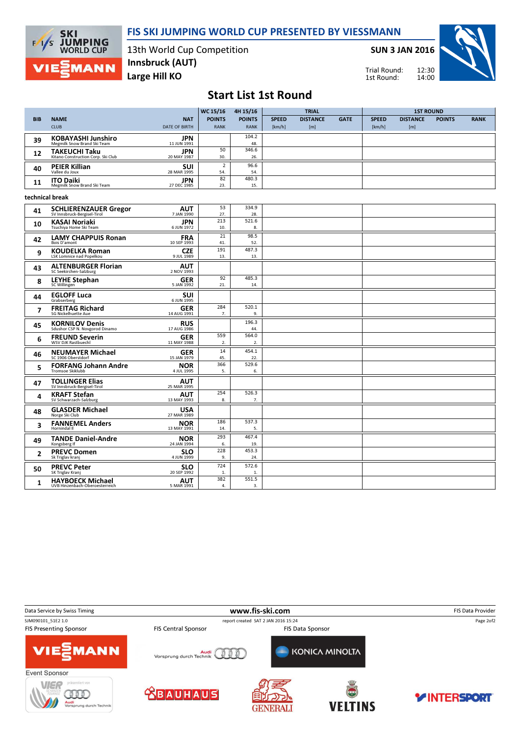# FIS SKI JUMPING WORLD CUP PRESENTED BY VIESSMANN

13th World Cup Competition
Innsbruck (AUT)
Large Hill KO

SUN 3 JAN 2016

Trial Round: 12:30
1st Round: 14:00

## Start List 1st Round

| BIB | NAME / CLUB | NAT / DATE OF BIRTH | WC 15/16 POINTS / RANK | 4H 15/16 POINTS / RANK | TRIAL SPEED [km/h] | TRIAL DISTANCE [m] | TRIAL GATE | 1ST ROUND SPEED [km/h] | 1ST ROUND DISTANCE [m] | 1ST ROUND POINTS | 1ST ROUND RANK |
|---|---|---|---|---|---|---|---|---|---|---|---|
| 39 | **KOBAYASHI Junshiro** Megmilk Snow Brand Ski Team | **JPN** 11 JUN 1991 | | 104.2 48. | | | | | | | |
| 12 | **TAKEUCHI Taku** Kitano Construction Corp. Ski Club | **JPN** 20 MAY 1987 | 50 30. | 346.6 26. | | | | | | | |
| 40 | **PEIER Killian** Vallee du Joux | **SUI** 28 MAR 1995 | 2 54. | 96.6 54. | | | | | | | |
| 11 | **ITO Daiki** Megmilk Snow Brand Ski Team | **JPN** 27 DEC 1985 | 82 23. | 480.3 15. | | | | | | | |
| | technical break | | | | | | | | | | |
| 41 | **SCHLIERENZAUER Gregor** SV Innsbruck-Bergisel-Tirol | **AUT** 7 JAN 1990 | 53 27. | 334.9 28. | | | | | | | |
| 10 | **KASAI Noriaki** Tsuchiya Home Ski Team | **JPN** 6 JUN 1972 | 213 10. | 521.6 8. | | | | | | | |
| 42 | **LAMY CHAPPUIS Ronan** Bois D'amont | **FRA** 10 SEP 1993 | 21 41. | 98.5 52. | | | | | | | |
| 9 | **KOUDELKA Roman** LSK Lomnice nad Popelkou | **CZE** 9 JUL 1989 | 191 13. | 487.3 13. | | | | | | | |
| 43 | **ALTENBURGER Florian** SC Seekirchen-Salzburg | **AUT** 2 NOV 1993 | | | | | | | | | |
| 8 | **LEYHE Stephan** SC Willingen | **GER** 5 JAN 1992 | 92 21. | 485.3 14. | | | | | | | |
| 44 | **EGLOFF Luca** Grabserberg | **SUI** 6 JUN 1995 | | | | | | | | | |
| 7 | **FREITAG Richard** SG Nickelhuette Aue | **GER** 14 AUG 1991 | 284 7. | 520.1 9. | | | | | | | |
| 45 | **KORNILOV Denis** Sdushor CSP N. Novgorod Dinamo | **RUS** 17 AUG 1986 | | 196.3 44. | | | | | | | |
| 6 | **FREUND Severin** WSV DJK Rastbuechl | **GER** 11 MAY 1988 | 559 2. | 564.0 2. | | | | | | | |
| 46 | **NEUMAYER Michael** SC 1906 Oberstdorf | **GER** 15 JAN 1979 | 14 45. | 454.1 22. | | | | | | | |
| 5 | **FORFANG Johann Andre** Tromsoe Skiklubb | **NOR** 4 JUL 1995 | 366 5. | 529.6 6. | | | | | | | |
| 47 | **TOLLINGER Elias** SV Innsbruck-Bergisel-Tirol | **AUT** 25 MAR 1995 | | | | | | | | | |
| 4 | **KRAFT Stefan** SV Schwarzach-Salzburg | **AUT** 13 MAY 1993 | 254 8. | 526.3 7. | | | | | | | |
| 48 | **GLASDER Michael** Norge Ski Club | **USA** 27 MAR 1989 | | | | | | | | | |
| 3 | **FANNEMEL Anders** Hornindal Il | **NOR** 13 MAY 1991 | 186 14. | 537.3 5. | | | | | | | |
| 49 | **TANDE Daniel-Andre** Kongsberg If | **NOR** 24 JAN 1994 | 293 6. | 467.4 19. | | | | | | | |
| 2 | **PREVC Domen** Sk Triglav kranj | **SLO** 4 JUN 1999 | 228 9. | 453.3 24. | | | | | | | |
| 50 | **PREVC Peter** SK Triglav Kranj | **SLO** 20 SEP 1992 | 724 1. | 572.6 1. | | | | | | | |
| 1 | **HAYBOECK Michael** UVB Hinzenbach-Oberoesterreich | **AUT** 5 MAR 1991 | 382 4. | 551.5 3. | | | | | | | |

Data Service by Swiss Timing — www.fis-ski.com — FIS Data Provider

SJM090101_51E2 1.0 — report created SAT 2 JAN 2016 15:24

FIS Presenting Sponsor — FIS Central Sponsor — FIS Data Sponsor

Event Sponsor